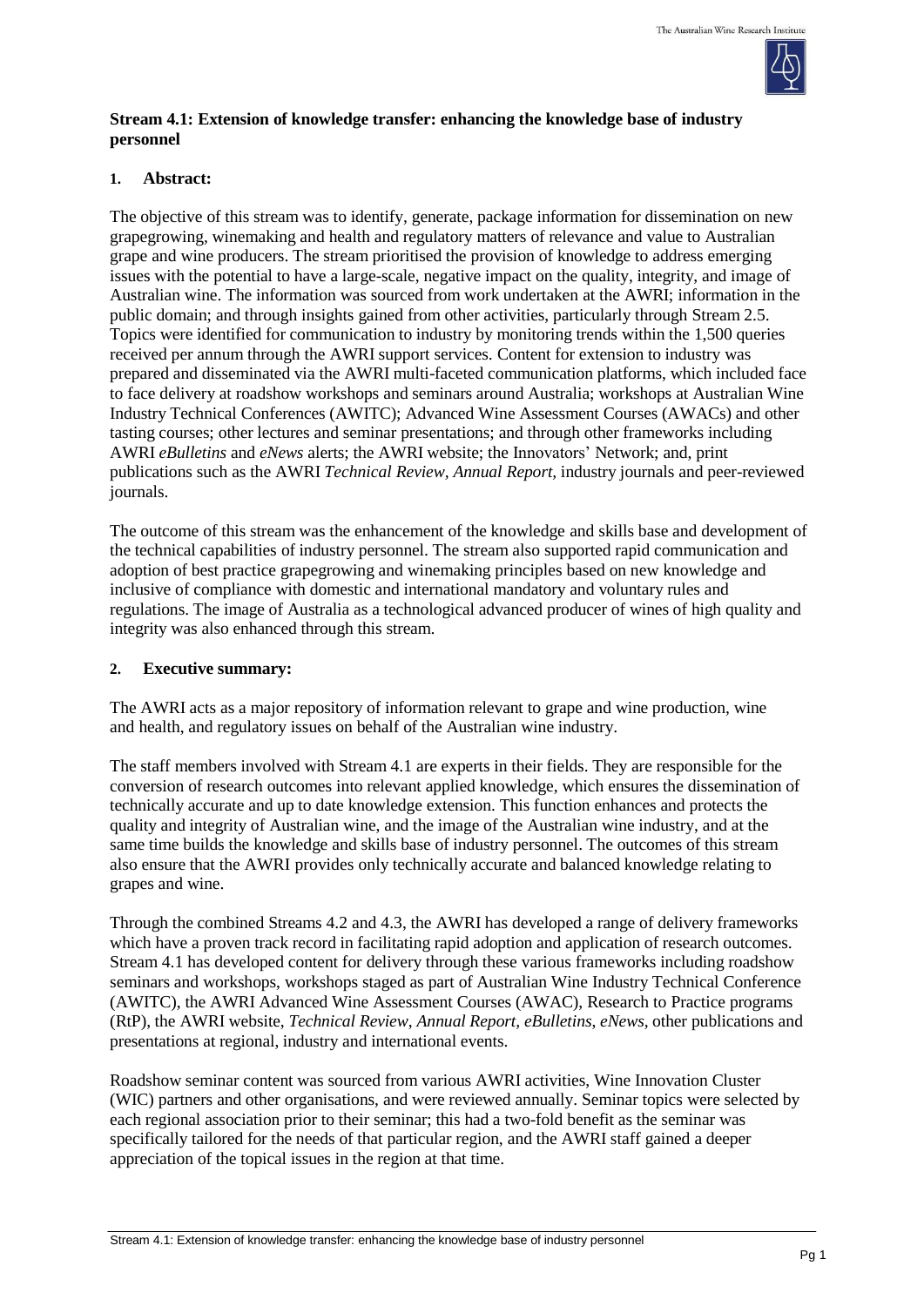**Stream 4.1: Extension of knowledge transfer: enhancing the knowledge base of industry personnel**

**1. Abstract:**

The objective of this stream was to identify, generate, package information for dissemination on new grapegrowing, winemaking and health and regulatory matters of relevance and value to Australian grape and wine producers. The stream prioritised the provision of knowledge to address emerging issues with the potential to have a large-scale, negative impact on the quality, integrity, and image of Australian wine. The information was sourced from work undertaken at the AWRI; information in the public domain; and through insights gained from other activities, particularly through Stream 2.5. Topics were identified for communication to industry by monitoring trends within the 1,500 queries received per annum through the AWRI support services. Content for extension to industry was prepared and disseminated via the AWRI multi-faceted communication platforms, which included face to face delivery at roadshow workshops and seminars around Australia; workshops at Australian Wine Industry Technical Conferences (AWITC); Advanced Wine Assessment Courses (AWACs) and other tasting courses; other lectures and seminar presentations; and through other frameworks including AWRI *eBulletins* and *eNews* alerts; the AWRI website; the Innovators' Network; and, print publications such as the AWRI *Technical Review*, *Annual Report*, industry journals and peer-reviewed journals.

The outcome of this stream was the enhancement of the knowledge and skills base and development of the technical capabilities of industry personnel. The stream also supported rapid communication and adoption of best practice grapegrowing and winemaking principles based on new knowledge and inclusive of compliance with domestic and international mandatory and voluntary rules and regulations. The image of Australia as a technological advanced producer of wines of high quality and integrity was also enhanced through this stream.

**2. Executive summary:**

The AWRI acts as a major repository of information relevant to grape and wine production, wine and health, and regulatory issues on behalf of the Australian wine industry.

The staff members involved with Stream 4.1 are experts in their fields. They are responsible for the conversion of research outcomes into relevant applied knowledge, which ensures the dissemination of technically accurate and up to date knowledge extension. This function enhances and protects the quality and integrity of Australian wine, and the image of the Australian wine industry, and at the same time builds the knowledge and skills base of industry personnel. The outcomes of this stream also ensure that the AWRI provides only technically accurate and balanced knowledge relating to grapes and wine.

Through the combined Streams 4.2 and 4.3, the AWRI has developed a range of delivery frameworks which have a proven track record in facilitating rapid adoption and application of research outcomes. Stream 4.1 has developed content for delivery through these various frameworks including roadshow seminars and workshops, workshops staged as part of Australian Wine Industry Technical Conference (AWITC), the AWRI Advanced Wine Assessment Courses (AWAC), Research to Practice programs (RtP), the AWRI website, *Technical Review*, *Annual Report*, *eBulletins*, *eNews*, other publications and presentations at regional, industry and international events.

Roadshow seminar content was sourced from various AWRI activities, Wine Innovation Cluster (WIC) partners and other organisations, and were reviewed annually. Seminar topics were selected by each regional association prior to their seminar; this had a two-fold benefit as the seminar was specifically tailored for the needs of that particular region, and the AWRI staff gained a deeper appreciation of the topical issues in the region at that time.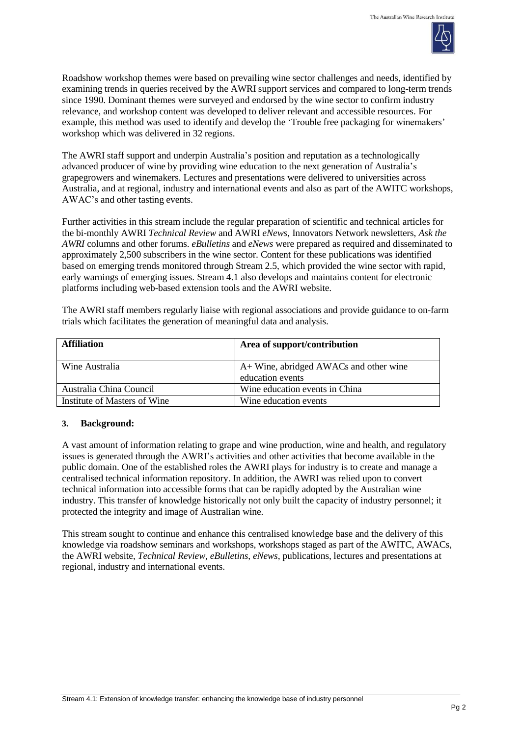Roadshow workshop themes were based on prevailing wine sector challenges and needs, identified by examining trends in queries received by the AWRI support services and compared to long-term trends since 1990. Dominant themes were surveyed and endorsed by the wine sector to confirm industry relevance, and workshop content was developed to deliver relevant and accessible resources. For example, this method was used to identify and develop the 'Trouble free packaging for winemakers' workshop which was delivered in 32 regions.

The AWRI staff support and underpin Australia's position and reputation as a technologically advanced producer of wine by providing wine education to the next generation of Australia's grapegrowers and winemakers. Lectures and presentations were delivered to universities across Australia, and at regional, industry and international events and also as part of the AWITC workshops, AWAC's and other tasting events.

Further activities in this stream include the regular preparation of scientific and technical articles for the bi-monthly AWRI *Technical Review* and AWRI *eNews*, Innovators Network newsletters, *Ask the AWRI* columns and other forums. *eBulletins* and *eNews* were prepared as required and disseminated to approximately 2,500 subscribers in the wine sector. Content for these publications was identified based on emerging trends monitored through Stream 2.5, which provided the wine sector with rapid, early warnings of emerging issues. Stream 4.1 also develops and maintains content for electronic platforms including web-based extension tools and the AWRI website.

The AWRI staff members regularly liaise with regional associations and provide guidance to on-farm trials which facilitates the generation of meaningful data and analysis.

| Affiliation | Area of support/contribution |
|---|---|
| Wine Australia | A+ Wine, abridged AWACs and other wine education events |
| Australia China Council | Wine education events in China |
| Institute of Masters of Wine | Wine education events |

## 3. Background:

A vast amount of information relating to grape and wine production, wine and health, and regulatory issues is generated through the AWRI's activities and other activities that become available in the public domain. One of the established roles the AWRI plays for industry is to create and manage a centralised technical information repository. In addition, the AWRI was relied upon to convert technical information into accessible forms that can be rapidly adopted by the Australian wine industry. This transfer of knowledge historically not only built the capacity of industry personnel; it protected the integrity and image of Australian wine.

This stream sought to continue and enhance this centralised knowledge base and the delivery of this knowledge via roadshow seminars and workshops, workshops staged as part of the AWITC, AWACs, the AWRI website, *Technical Review*, *eBulletins*, *eNews*, publications, lectures and presentations at regional, industry and international events.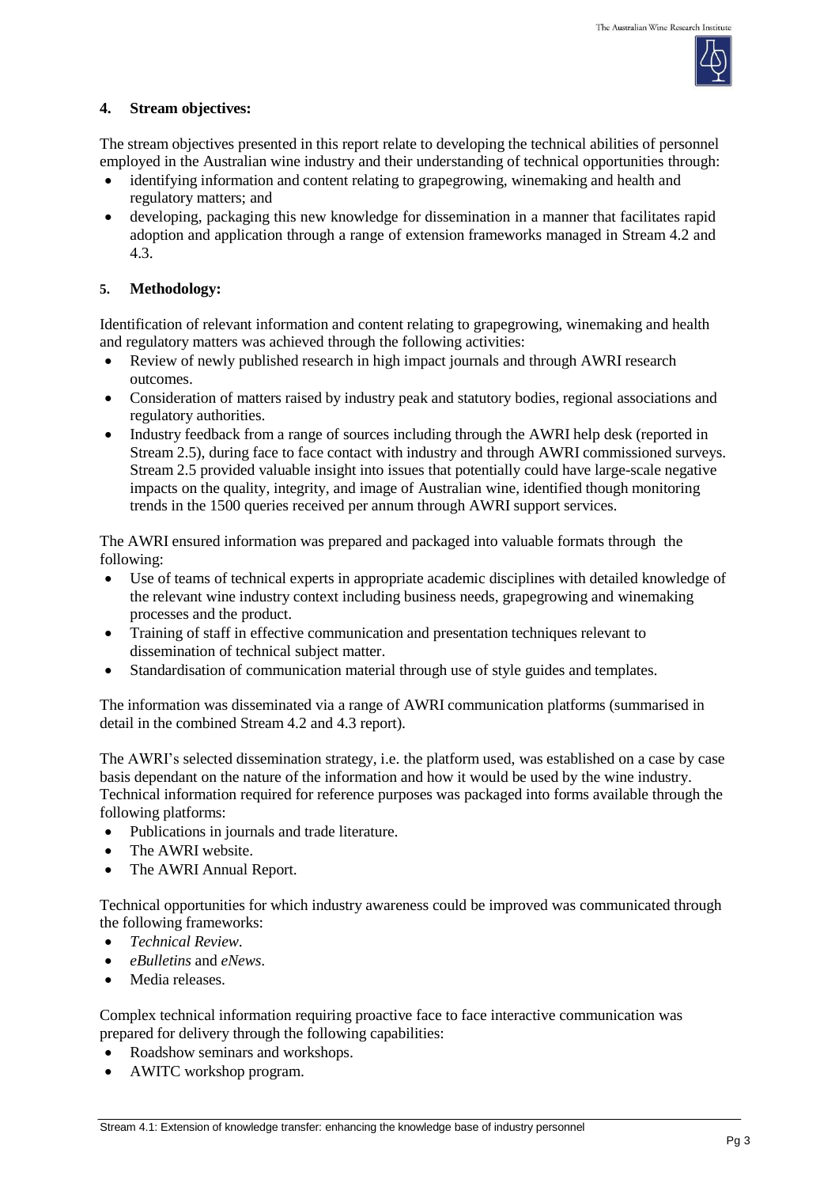## 4. Stream objectives:

The stream objectives presented in this report relate to developing the technical abilities of personnel employed in the Australian wine industry and their understanding of technical opportunities through:

- identifying information and content relating to grapegrowing, winemaking and health and regulatory matters; and
- developing, packaging this new knowledge for dissemination in a manner that facilitates rapid adoption and application through a range of extension frameworks managed in Stream 4.2 and 4.3.

## 5. Methodology:

Identification of relevant information and content relating to grapegrowing, winemaking and health and regulatory matters was achieved through the following activities:

- Review of newly published research in high impact journals and through AWRI research outcomes.
- Consideration of matters raised by industry peak and statutory bodies, regional associations and regulatory authorities.
- Industry feedback from a range of sources including through the AWRI help desk (reported in Stream 2.5), during face to face contact with industry and through AWRI commissioned surveys. Stream 2.5 provided valuable insight into issues that potentially could have large-scale negative impacts on the quality, integrity, and image of Australian wine, identified though monitoring trends in the 1500 queries received per annum through AWRI support services.

The AWRI ensured information was prepared and packaged into valuable formats through the following:

- Use of teams of technical experts in appropriate academic disciplines with detailed knowledge of the relevant wine industry context including business needs, grapegrowing and winemaking processes and the product.
- Training of staff in effective communication and presentation techniques relevant to dissemination of technical subject matter.
- Standardisation of communication material through use of style guides and templates.

The information was disseminated via a range of AWRI communication platforms (summarised in detail in the combined Stream 4.2 and 4.3 report).

The AWRI's selected dissemination strategy, i.e. the platform used, was established on a case by case basis dependant on the nature of the information and how it would be used by the wine industry. Technical information required for reference purposes was packaged into forms available through the following platforms:

- Publications in journals and trade literature.
- The AWRI website.
- The AWRI Annual Report.

Technical opportunities for which industry awareness could be improved was communicated through the following frameworks:

- *Technical Review*.
- *eBulletins* and *eNews*.
- Media releases.

Complex technical information requiring proactive face to face interactive communication was prepared for delivery through the following capabilities:

- Roadshow seminars and workshops.
- AWITC workshop program.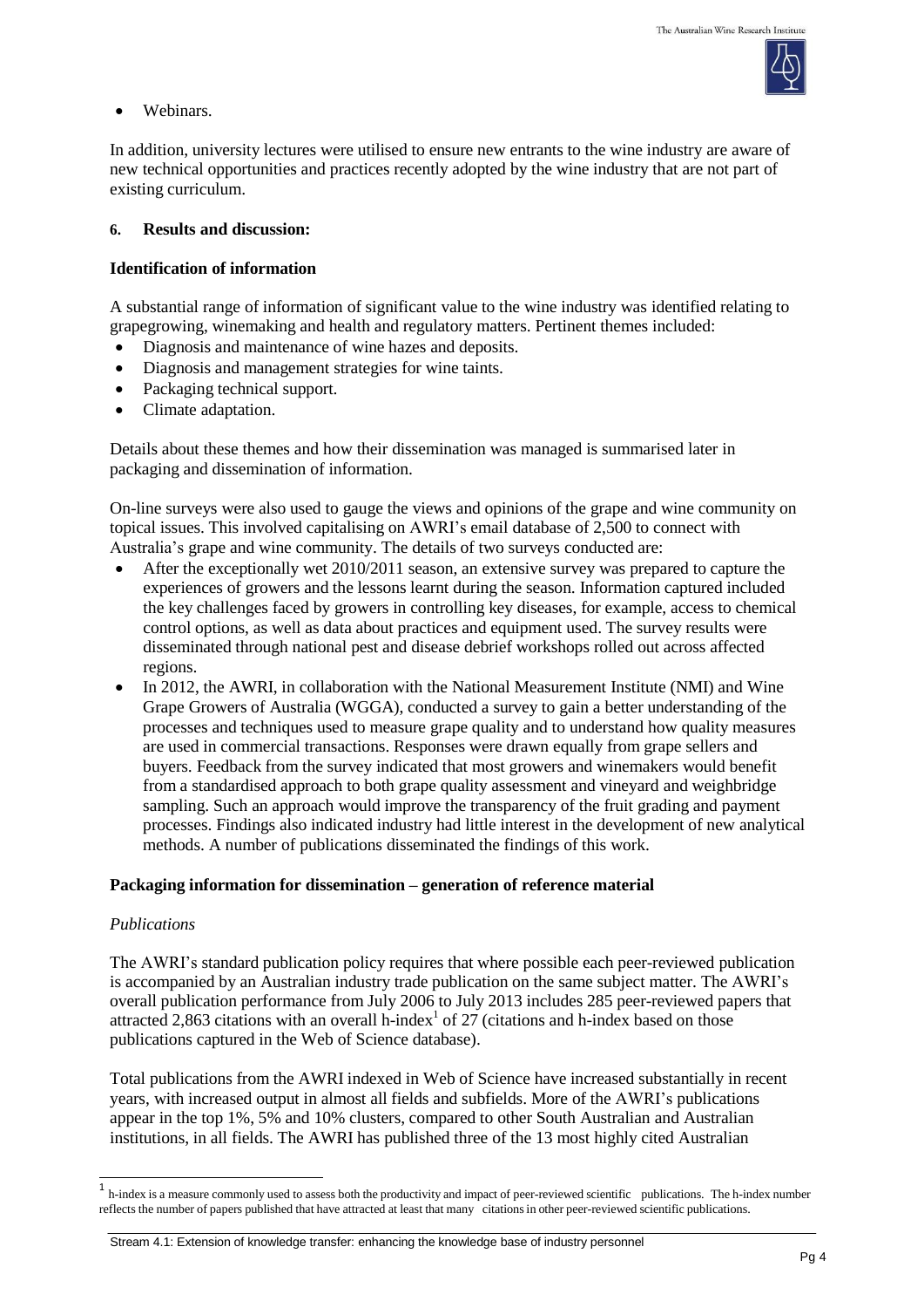- Webinars.

In addition, university lectures were utilised to ensure new entrants to the wine industry are aware of new technical opportunities and practices recently adopted by the wine industry that are not part of existing curriculum.

## 6. Results and discussion:

### Identification of information

A substantial range of information of significant value to the wine industry was identified relating to grapegrowing, winemaking and health and regulatory matters. Pertinent themes included:

- Diagnosis and maintenance of wine hazes and deposits.
- Diagnosis and management strategies for wine taints.
- Packaging technical support.
- Climate adaptation.

Details about these themes and how their dissemination was managed is summarised later in packaging and dissemination of information.

On-line surveys were also used to gauge the views and opinions of the grape and wine community on topical issues. This involved capitalising on AWRI's email database of 2,500 to connect with Australia's grape and wine community. The details of two surveys conducted are:

- After the exceptionally wet 2010/2011 season, an extensive survey was prepared to capture the experiences of growers and the lessons learnt during the season. Information captured included the key challenges faced by growers in controlling key diseases, for example, access to chemical control options, as well as data about practices and equipment used. The survey results were disseminated through national pest and disease debrief workshops rolled out across affected regions.
- In 2012, the AWRI, in collaboration with the National Measurement Institute (NMI) and Wine Grape Growers of Australia (WGGA), conducted a survey to gain a better understanding of the processes and techniques used to measure grape quality and to understand how quality measures are used in commercial transactions. Responses were drawn equally from grape sellers and buyers. Feedback from the survey indicated that most growers and winemakers would benefit from a standardised approach to both grape quality assessment and vineyard and weighbridge sampling. Such an approach would improve the transparency of the fruit grading and payment processes. Findings also indicated industry had little interest in the development of new analytical methods. A number of publications disseminated the findings of this work.

### Packaging information for dissemination – generation of reference material

*Publications*

The AWRI's standard publication policy requires that where possible each peer-reviewed publication is accompanied by an Australian industry trade publication on the same subject matter. The AWRI's overall publication performance from July 2006 to July 2013 includes 285 peer-reviewed papers that attracted 2,863 citations with an overall h-index[1] of 27 (citations and h-index based on those publications captured in the Web of Science database).

Total publications from the AWRI indexed in Web of Science have increased substantially in recent years, with increased output in almost all fields and subfields. More of the AWRI's publications appear in the top 1%, 5% and 10% clusters, compared to other South Australian and Australian institutions, in all fields. The AWRI has published three of the 13 most highly cited Australian

[1] h-index is a measure commonly used to assess both the productivity and impact of peer-reviewed scientific publications. The h-index number reflects the number of papers published that have attracted at least that many citations in other peer-reviewed scientific publications.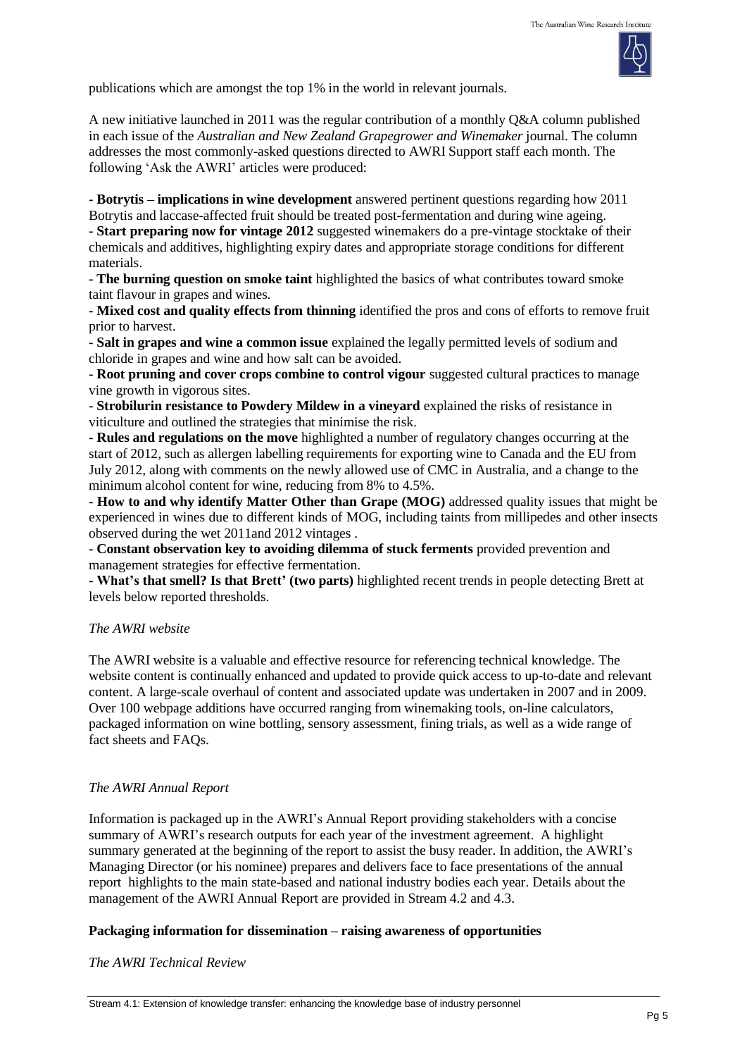publications which are amongst the top 1% in the world in relevant journals.

A new initiative launched in 2011 was the regular contribution of a monthly Q&A column published in each issue of the *Australian and New Zealand Grapegrower and Winemaker* journal. The column addresses the most commonly-asked questions directed to AWRI Support staff each month. The following 'Ask the AWRI' articles were produced:

- **Botrytis – implications in wine development** answered pertinent questions regarding how 2011 Botrytis and laccase-affected fruit should be treated post-fermentation and during wine ageing.
- **Start preparing now for vintage 2012** suggested winemakers do a pre-vintage stocktake of their chemicals and additives, highlighting expiry dates and appropriate storage conditions for different materials.
- **The burning question on smoke taint** highlighted the basics of what contributes toward smoke taint flavour in grapes and wines.
- **Mixed cost and quality effects from thinning** identified the pros and cons of efforts to remove fruit prior to harvest.
- **Salt in grapes and wine a common issue** explained the legally permitted levels of sodium and chloride in grapes and wine and how salt can be avoided.
- **Root pruning and cover crops combine to control vigour** suggested cultural practices to manage vine growth in vigorous sites.
- **Strobilurin resistance to Powdery Mildew in a vineyard** explained the risks of resistance in viticulture and outlined the strategies that minimise the risk.
- **Rules and regulations on the move** highlighted a number of regulatory changes occurring at the start of 2012, such as allergen labelling requirements for exporting wine to Canada and the EU from July 2012, along with comments on the newly allowed use of CMC in Australia, and a change to the minimum alcohol content for wine, reducing from 8% to 4.5%.
- **How to and why identify Matter Other than Grape (MOG)** addressed quality issues that might be experienced in wines due to different kinds of MOG, including taints from millipedes and other insects observed during the wet 2011and 2012 vintages .
- **Constant observation key to avoiding dilemma of stuck ferments** provided prevention and management strategies for effective fermentation.
- **What's that smell? Is that Brett' (two parts)** highlighted recent trends in people detecting Brett at levels below reported thresholds.

*The AWRI website*

The AWRI website is a valuable and effective resource for referencing technical knowledge. The website content is continually enhanced and updated to provide quick access to up-to-date and relevant content. A large-scale overhaul of content and associated update was undertaken in 2007 and in 2009. Over 100 webpage additions have occurred ranging from winemaking tools, on-line calculators, packaged information on wine bottling, sensory assessment, fining trials, as well as a wide range of fact sheets and FAQs.

*The AWRI Annual Report*

Information is packaged up in the AWRI's Annual Report providing stakeholders with a concise summary of AWRI's research outputs for each year of the investment agreement. A highlight summary generated at the beginning of the report to assist the busy reader. In addition, the AWRI's Managing Director (or his nominee) prepares and delivers face to face presentations of the annual report highlights to the main state-based and national industry bodies each year. Details about the management of the AWRI Annual Report are provided in Stream 4.2 and 4.3.

**Packaging information for dissemination – raising awareness of opportunities**

*The AWRI Technical Review*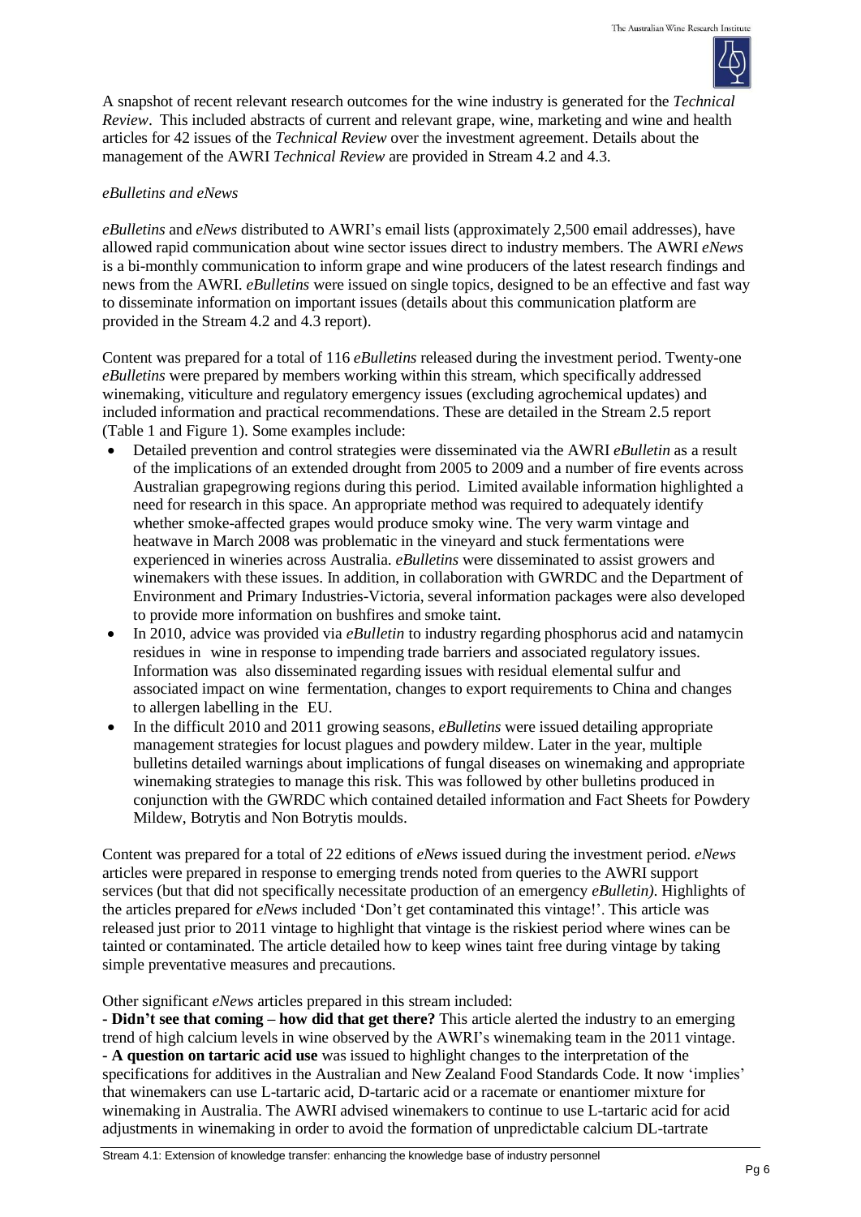A snapshot of recent relevant research outcomes for the wine industry is generated for the *Technical Review*. This included abstracts of current and relevant grape, wine, marketing and wine and health articles for 42 issues of the *Technical Review* over the investment agreement. Details about the management of the AWRI *Technical Review* are provided in Stream 4.2 and 4.3.

*eBulletins and eNews*

*eBulletins* and *eNews* distributed to AWRI's email lists (approximately 2,500 email addresses), have allowed rapid communication about wine sector issues direct to industry members. The AWRI *eNews* is a bi-monthly communication to inform grape and wine producers of the latest research findings and news from the AWRI. *eBulletins* were issued on single topics, designed to be an effective and fast way to disseminate information on important issues (details about this communication platform are provided in the Stream 4.2 and 4.3 report).

Content was prepared for a total of 116 *eBulletins* released during the investment period. Twenty-one *eBulletins* were prepared by members working within this stream, which specifically addressed winemaking, viticulture and regulatory emergency issues (excluding agrochemical updates) and included information and practical recommendations. These are detailed in the Stream 2.5 report (Table 1 and Figure 1). Some examples include:

- Detailed prevention and control strategies were disseminated via the AWRI *eBulletin* as a result of the implications of an extended drought from 2005 to 2009 and a number of fire events across Australian grapegrowing regions during this period. Limited available information highlighted a need for research in this space. An appropriate method was required to adequately identify whether smoke-affected grapes would produce smoky wine. The very warm vintage and heatwave in March 2008 was problematic in the vineyard and stuck fermentations were experienced in wineries across Australia. *eBulletins* were disseminated to assist growers and winemakers with these issues. In addition, in collaboration with GWRDC and the Department of Environment and Primary Industries-Victoria, several information packages were also developed to provide more information on bushfires and smoke taint.
- In 2010, advice was provided via *eBulletin* to industry regarding phosphorus acid and natamycin residues in wine in response to impending trade barriers and associated regulatory issues. Information was also disseminated regarding issues with residual elemental sulfur and associated impact on wine fermentation, changes to export requirements to China and changes to allergen labelling in the EU.
- In the difficult 2010 and 2011 growing seasons, *eBulletins* were issued detailing appropriate management strategies for locust plagues and powdery mildew. Later in the year, multiple bulletins detailed warnings about implications of fungal diseases on winemaking and appropriate winemaking strategies to manage this risk. This was followed by other bulletins produced in conjunction with the GWRDC which contained detailed information and Fact Sheets for Powdery Mildew, Botrytis and Non Botrytis moulds.

Content was prepared for a total of 22 editions of *eNews* issued during the investment period. *eNews* articles were prepared in response to emerging trends noted from queries to the AWRI support services (but that did not specifically necessitate production of an emergency *eBulletin)*. Highlights of the articles prepared for *eNews* included 'Don't get contaminated this vintage!'. This article was released just prior to 2011 vintage to highlight that vintage is the riskiest period where wines can be tainted or contaminated. The article detailed how to keep wines taint free during vintage by taking simple preventative measures and precautions.

Other significant *eNews* articles prepared in this stream included:

**- Didn't see that coming – how did that get there?** This article alerted the industry to an emerging trend of high calcium levels in wine observed by the AWRI's winemaking team in the 2011 vintage.

**- A question on tartaric acid use** was issued to highlight changes to the interpretation of the specifications for additives in the Australian and New Zealand Food Standards Code. It now 'implies' that winemakers can use L-tartaric acid, D-tartaric acid or a racemate or enantiomer mixture for winemaking in Australia. The AWRI advised winemakers to continue to use L-tartaric acid for acid adjustments in winemaking in order to avoid the formation of unpredictable calcium DL-tartrate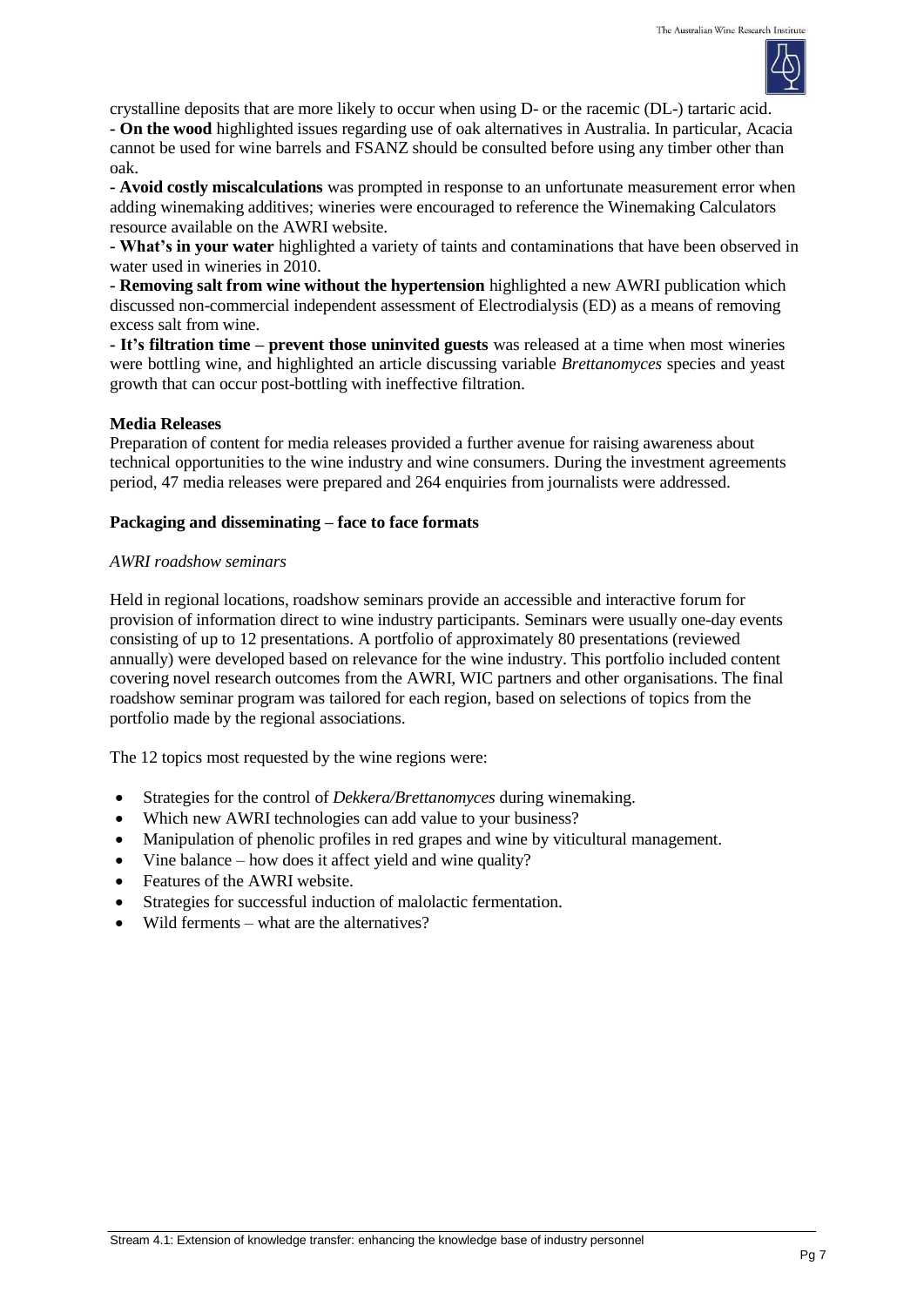crystalline deposits that are more likely to occur when using D- or the racemic (DL-) tartaric acid.

- **On the wood** highlighted issues regarding use of oak alternatives in Australia. In particular, Acacia cannot be used for wine barrels and FSANZ should be consulted before using any timber other than oak.

- **Avoid costly miscalculations** was prompted in response to an unfortunate measurement error when adding winemaking additives; wineries were encouraged to reference the Winemaking Calculators resource available on the AWRI website.

- **What's in your water** highlighted a variety of taints and contaminations that have been observed in water used in wineries in 2010.

- **Removing salt from wine without the hypertension** highlighted a new AWRI publication which discussed non-commercial independent assessment of Electrodialysis (ED) as a means of removing excess salt from wine.

- **It's filtration time – prevent those uninvited guests** was released at a time when most wineries were bottling wine, and highlighted an article discussing variable *Brettanomyces* species and yeast growth that can occur post-bottling with ineffective filtration.

**Media Releases**

Preparation of content for media releases provided a further avenue for raising awareness about technical opportunities to the wine industry and wine consumers. During the investment agreements period, 47 media releases were prepared and 264 enquiries from journalists were addressed.

**Packaging and disseminating – face to face formats**

*AWRI roadshow seminars*

Held in regional locations, roadshow seminars provide an accessible and interactive forum for provision of information direct to wine industry participants. Seminars were usually one-day events consisting of up to 12 presentations. A portfolio of approximately 80 presentations (reviewed annually) were developed based on relevance for the wine industry. This portfolio included content covering novel research outcomes from the AWRI, WIC partners and other organisations. The final roadshow seminar program was tailored for each region, based on selections of topics from the portfolio made by the regional associations.

The 12 topics most requested by the wine regions were:

- Strategies for the control of *Dekkera/Brettanomyces* during winemaking.
- Which new AWRI technologies can add value to your business?
- Manipulation of phenolic profiles in red grapes and wine by viticultural management.
- Vine balance – how does it affect yield and wine quality?
- Features of the AWRI website.
- Strategies for successful induction of malolactic fermentation.
- Wild ferments – what are the alternatives?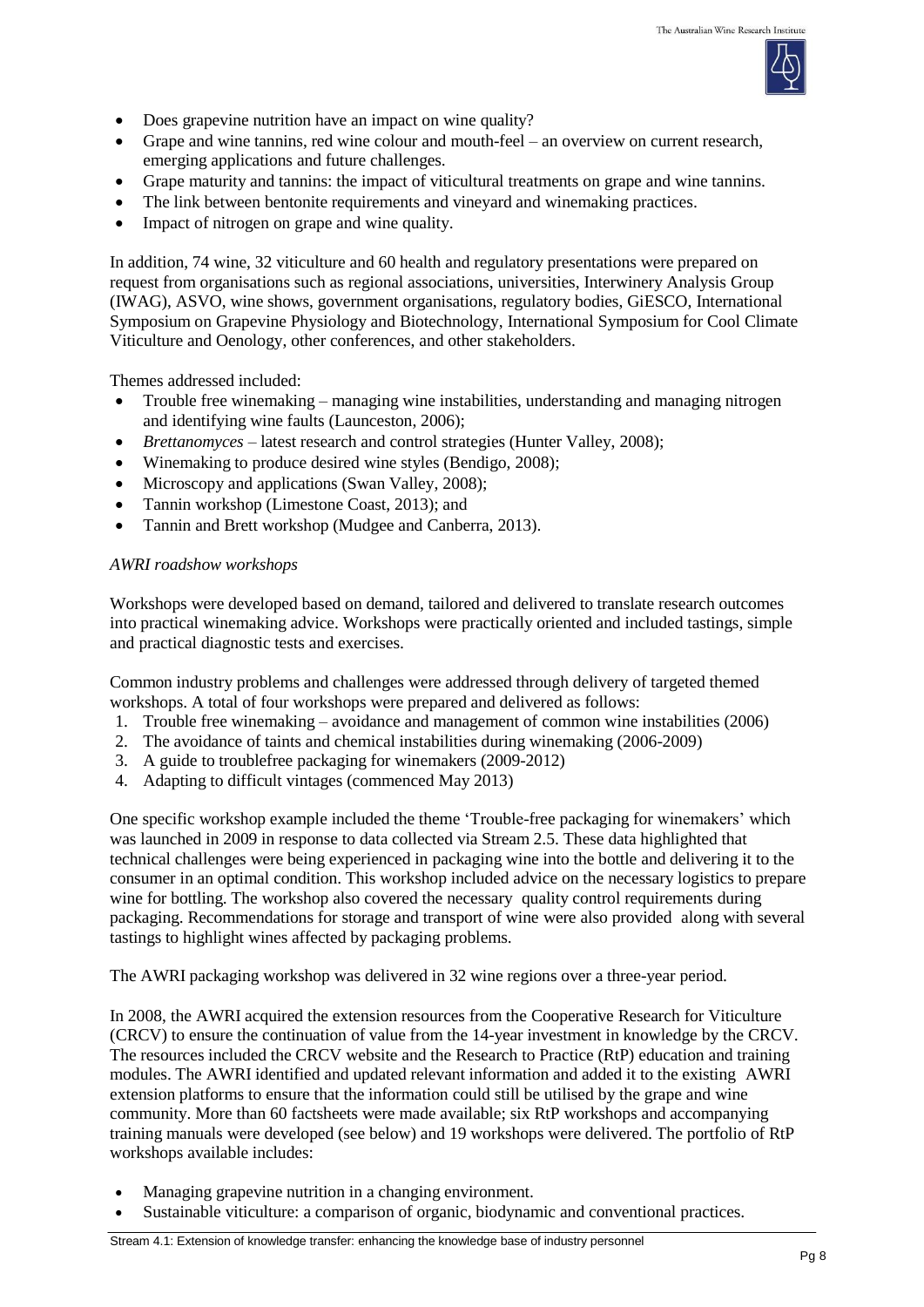- Does grapevine nutrition have an impact on wine quality?
- Grape and wine tannins, red wine colour and mouth-feel – an overview on current research, emerging applications and future challenges.
- Grape maturity and tannins: the impact of viticultural treatments on grape and wine tannins.
- The link between bentonite requirements and vineyard and winemaking practices.
- Impact of nitrogen on grape and wine quality.

In addition, 74 wine, 32 viticulture and 60 health and regulatory presentations were prepared on request from organisations such as regional associations, universities, Interwinery Analysis Group (IWAG), ASVO, wine shows, government organisations, regulatory bodies, GiESCO, International Symposium on Grapevine Physiology and Biotechnology, International Symposium for Cool Climate Viticulture and Oenology, other conferences, and other stakeholders.

Themes addressed included:

- Trouble free winemaking – managing wine instabilities, understanding and managing nitrogen and identifying wine faults (Launceston, 2006);
- *Brettanomyces* – latest research and control strategies (Hunter Valley, 2008);
- Winemaking to produce desired wine styles (Bendigo, 2008);
- Microscopy and applications (Swan Valley, 2008);
- Tannin workshop (Limestone Coast, 2013); and
- Tannin and Brett workshop (Mudgee and Canberra, 2013).

*AWRI roadshow workshops*

Workshops were developed based on demand, tailored and delivered to translate research outcomes into practical winemaking advice. Workshops were practically oriented and included tastings, simple and practical diagnostic tests and exercises.

Common industry problems and challenges were addressed through delivery of targeted themed workshops. A total of four workshops were prepared and delivered as follows:

1. Trouble free winemaking – avoidance and management of common wine instabilities (2006)
2. The avoidance of taints and chemical instabilities during winemaking (2006-2009)
3. A guide to troublefree packaging for winemakers (2009-2012)
4. Adapting to difficult vintages (commenced May 2013)

One specific workshop example included the theme 'Trouble-free packaging for winemakers' which was launched in 2009 in response to data collected via Stream 2.5. These data highlighted that technical challenges were being experienced in packaging wine into the bottle and delivering it to the consumer in an optimal condition. This workshop included advice on the necessary logistics to prepare wine for bottling. The workshop also covered the necessary quality control requirements during packaging. Recommendations for storage and transport of wine were also provided along with several tastings to highlight wines affected by packaging problems.

The AWRI packaging workshop was delivered in 32 wine regions over a three-year period.

In 2008, the AWRI acquired the extension resources from the Cooperative Research for Viticulture (CRCV) to ensure the continuation of value from the 14-year investment in knowledge by the CRCV. The resources included the CRCV website and the Research to Practice (RtP) education and training modules. The AWRI identified and updated relevant information and added it to the existing AWRI extension platforms to ensure that the information could still be utilised by the grape and wine community. More than 60 factsheets were made available; six RtP workshops and accompanying training manuals were developed (see below) and 19 workshops were delivered. The portfolio of RtP workshops available includes:

- Managing grapevine nutrition in a changing environment.
- Sustainable viticulture: a comparison of organic, biodynamic and conventional practices.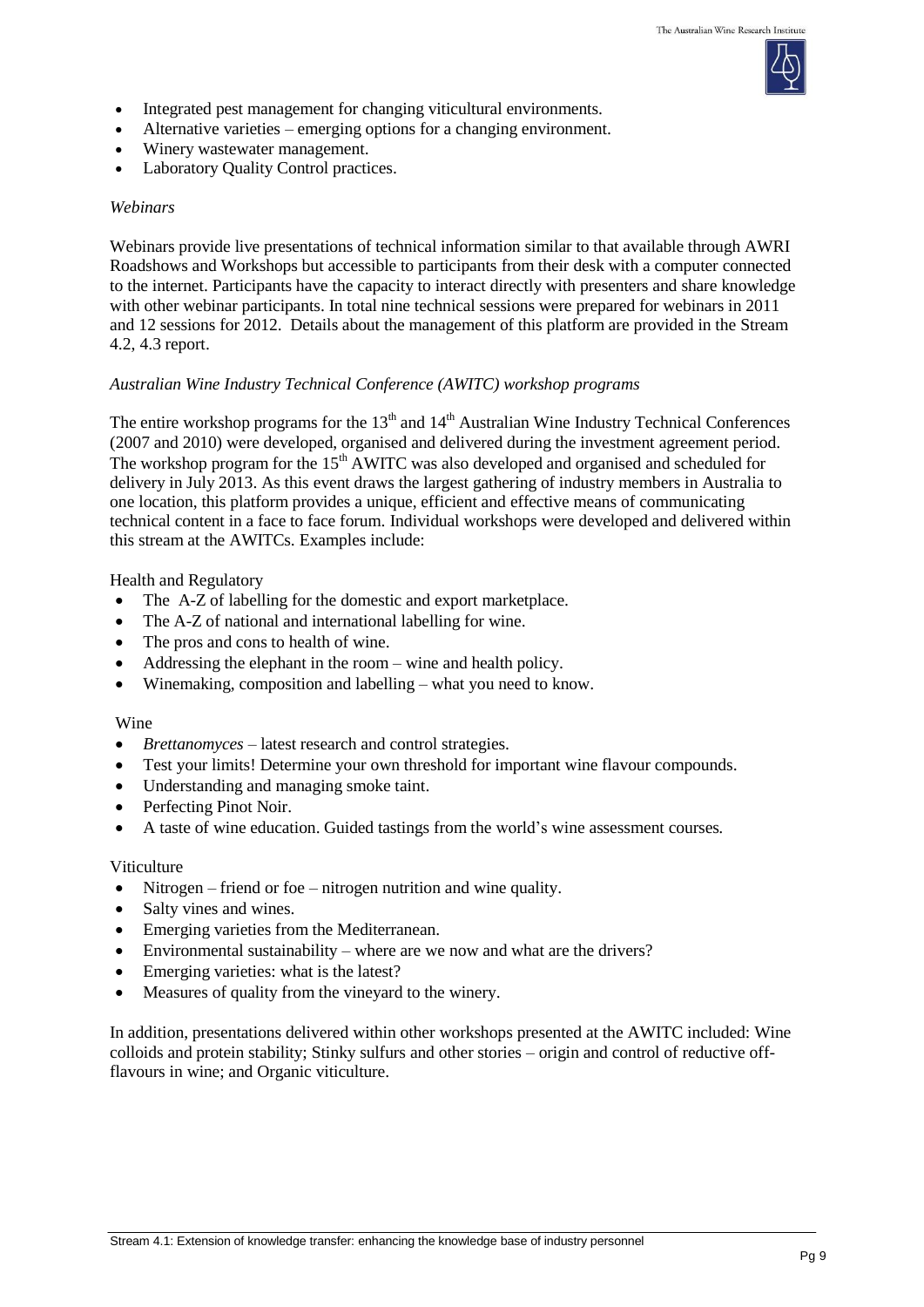- Integrated pest management for changing viticultural environments.
- Alternative varieties – emerging options for a changing environment.
- Winery wastewater management.
- Laboratory Quality Control practices.

*Webinars*

Webinars provide live presentations of technical information similar to that available through AWRI Roadshows and Workshops but accessible to participants from their desk with a computer connected to the internet. Participants have the capacity to interact directly with presenters and share knowledge with other webinar participants. In total nine technical sessions were prepared for webinars in 2011 and 12 sessions for 2012. Details about the management of this platform are provided in the Stream 4.2, 4.3 report.

*Australian Wine Industry Technical Conference (AWITC) workshop programs*

The entire workshop programs for the 13th and 14th Australian Wine Industry Technical Conferences (2007 and 2010) were developed, organised and delivered during the investment agreement period. The workshop program for the 15th AWITC was also developed and organised and scheduled for delivery in July 2013. As this event draws the largest gathering of industry members in Australia to one location, this platform provides a unique, efficient and effective means of communicating technical content in a face to face forum. Individual workshops were developed and delivered within this stream at the AWITCs. Examples include:

Health and Regulatory

- The A-Z of labelling for the domestic and export marketplace.
- The A-Z of national and international labelling for wine.
- The pros and cons to health of wine.
- Addressing the elephant in the room – wine and health policy.
- Winemaking, composition and labelling – what you need to know.

Wine

- *Brettanomyces* – latest research and control strategies.
- Test your limits! Determine your own threshold for important wine flavour compounds.
- Understanding and managing smoke taint.
- Perfecting Pinot Noir.
- A taste of wine education. Guided tastings from the world's wine assessment courses.

Viticulture

- Nitrogen – friend or foe – nitrogen nutrition and wine quality.
- Salty vines and wines.
- Emerging varieties from the Mediterranean.
- Environmental sustainability – where are we now and what are the drivers?
- Emerging varieties: what is the latest?
- Measures of quality from the vineyard to the winery.

In addition, presentations delivered within other workshops presented at the AWITC included: Wine colloids and protein stability; Stinky sulfurs and other stories – origin and control of reductive off-flavours in wine; and Organic viticulture.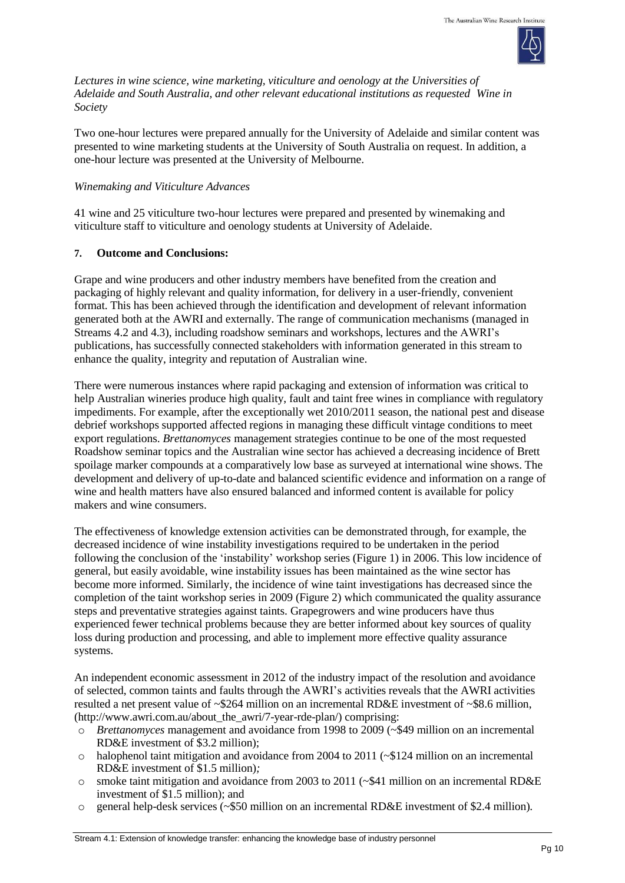*Lectures in wine science, wine marketing, viticulture and oenology at the Universities of Adelaide and South Australia, and other relevant educational institutions as requested Wine in Society*

Two one-hour lectures were prepared annually for the University of Adelaide and similar content was presented to wine marketing students at the University of South Australia on request. In addition, a one-hour lecture was presented at the University of Melbourne.

*Winemaking and Viticulture Advances*

41 wine and 25 viticulture two-hour lectures were prepared and presented by winemaking and viticulture staff to viticulture and oenology students at University of Adelaide.

## 7. Outcome and Conclusions:

Grape and wine producers and other industry members have benefited from the creation and packaging of highly relevant and quality information, for delivery in a user-friendly, convenient format. This has been achieved through the identification and development of relevant information generated both at the AWRI and externally. The range of communication mechanisms (managed in Streams 4.2 and 4.3), including roadshow seminars and workshops, lectures and the AWRI's publications, has successfully connected stakeholders with information generated in this stream to enhance the quality, integrity and reputation of Australian wine.

There were numerous instances where rapid packaging and extension of information was critical to help Australian wineries produce high quality, fault and taint free wines in compliance with regulatory impediments. For example, after the exceptionally wet 2010/2011 season, the national pest and disease debrief workshops supported affected regions in managing these difficult vintage conditions to meet export regulations. *Brettanomyces* management strategies continue to be one of the most requested Roadshow seminar topics and the Australian wine sector has achieved a decreasing incidence of Brett spoilage marker compounds at a comparatively low base as surveyed at international wine shows. The development and delivery of up-to-date and balanced scientific evidence and information on a range of wine and health matters have also ensured balanced and informed content is available for policy makers and wine consumers.

The effectiveness of knowledge extension activities can be demonstrated through, for example, the decreased incidence of wine instability investigations required to be undertaken in the period following the conclusion of the 'instability' workshop series (Figure 1) in 2006. This low incidence of general, but easily avoidable, wine instability issues has been maintained as the wine sector has become more informed. Similarly, the incidence of wine taint investigations has decreased since the completion of the taint workshop series in 2009 (Figure 2) which communicated the quality assurance steps and preventative strategies against taints. Grapegrowers and wine producers have thus experienced fewer technical problems because they are better informed about key sources of quality loss during production and processing, and able to implement more effective quality assurance systems.

An independent economic assessment in 2012 of the industry impact of the resolution and avoidance of selected, common taints and faults through the AWRI's activities reveals that the AWRI activities resulted a net present value of ~$264 million on an incremental RD&E investment of ~$8.6 million, (http://www.awri.com.au/about_the_awri/7-year-rde-plan/) comprising:

- *Brettanomyces* management and avoidance from 1998 to 2009 (~$49 million on an incremental RD&E investment of $3.2 million);
- halophenol taint mitigation and avoidance from 2004 to 2011 (~$124 million on an incremental RD&E investment of $1.5 million)*;*
- smoke taint mitigation and avoidance from 2003 to 2011 (~$41 million on an incremental RD&E investment of $1.5 million); and
- general help-desk services (~$50 million on an incremental RD&E investment of $2.4 million).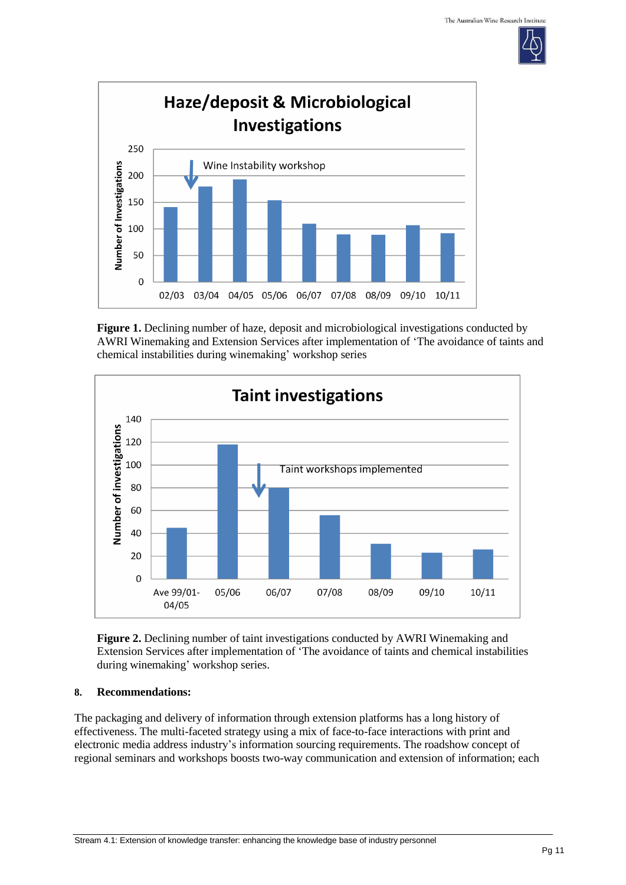**Figure 1.** Declining number of haze, deposit and microbiological investigations conducted by AWRI Winemaking and Extension Services after implementation of 'The avoidance of taints and chemical instabilities during winemaking' workshop series

**Figure 2.** Declining number of taint investigations conducted by AWRI Winemaking and Extension Services after implementation of 'The avoidance of taints and chemical instabilities during winemaking' workshop series.

## 8. Recommendations:

The packaging and delivery of information through extension platforms has a long history of effectiveness. The multi-faceted strategy using a mix of face-to-face interactions with print and electronic media address industry's information sourcing requirements. The roadshow concept of regional seminars and workshops boosts two-way communication and extension of information; each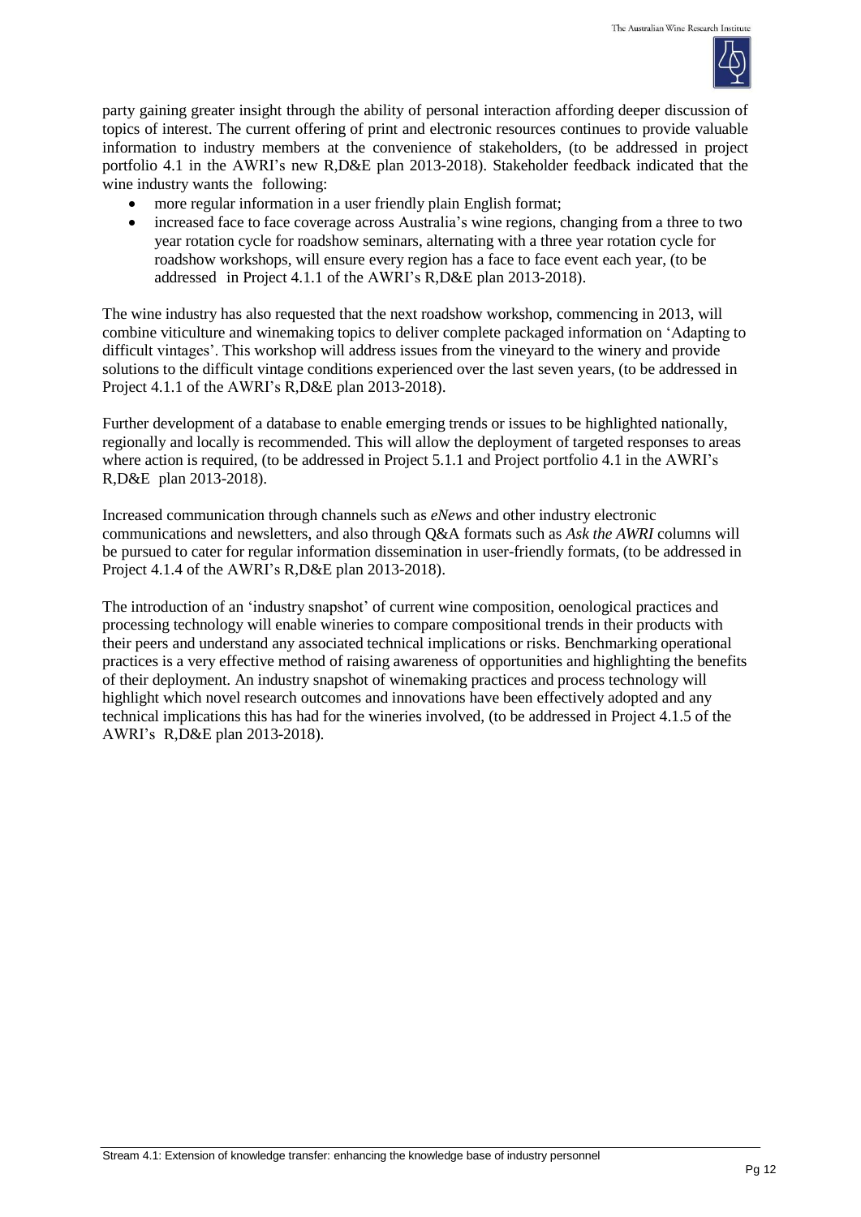party gaining greater insight through the ability of personal interaction affording deeper discussion of topics of interest. The current offering of print and electronic resources continues to provide valuable information to industry members at the convenience of stakeholders, (to be addressed in project portfolio 4.1 in the AWRI's new R,D&E plan 2013-2018). Stakeholder feedback indicated that the wine industry wants the following:

- more regular information in a user friendly plain English format;
- increased face to face coverage across Australia's wine regions, changing from a three to two year rotation cycle for roadshow seminars, alternating with a three year rotation cycle for roadshow workshops, will ensure every region has a face to face event each year, (to be addressed in Project 4.1.1 of the AWRI's R,D&E plan 2013-2018).

The wine industry has also requested that the next roadshow workshop, commencing in 2013, will combine viticulture and winemaking topics to deliver complete packaged information on 'Adapting to difficult vintages'. This workshop will address issues from the vineyard to the winery and provide solutions to the difficult vintage conditions experienced over the last seven years, (to be addressed in Project 4.1.1 of the AWRI's R,D&E plan 2013-2018).

Further development of a database to enable emerging trends or issues to be highlighted nationally, regionally and locally is recommended. This will allow the deployment of targeted responses to areas where action is required, (to be addressed in Project 5.1.1 and Project portfolio 4.1 in the AWRI's R,D&E plan 2013-2018).

Increased communication through channels such as *eNews* and other industry electronic communications and newsletters, and also through Q&A formats such as *Ask the AWRI* columns will be pursued to cater for regular information dissemination in user-friendly formats, (to be addressed in Project 4.1.4 of the AWRI's R,D&E plan 2013-2018).

The introduction of an 'industry snapshot' of current wine composition, oenological practices and processing technology will enable wineries to compare compositional trends in their products with their peers and understand any associated technical implications or risks. Benchmarking operational practices is a very effective method of raising awareness of opportunities and highlighting the benefits of their deployment. An industry snapshot of winemaking practices and process technology will highlight which novel research outcomes and innovations have been effectively adopted and any technical implications this has had for the wineries involved, (to be addressed in Project 4.1.5 of the AWRI's R,D&E plan 2013-2018).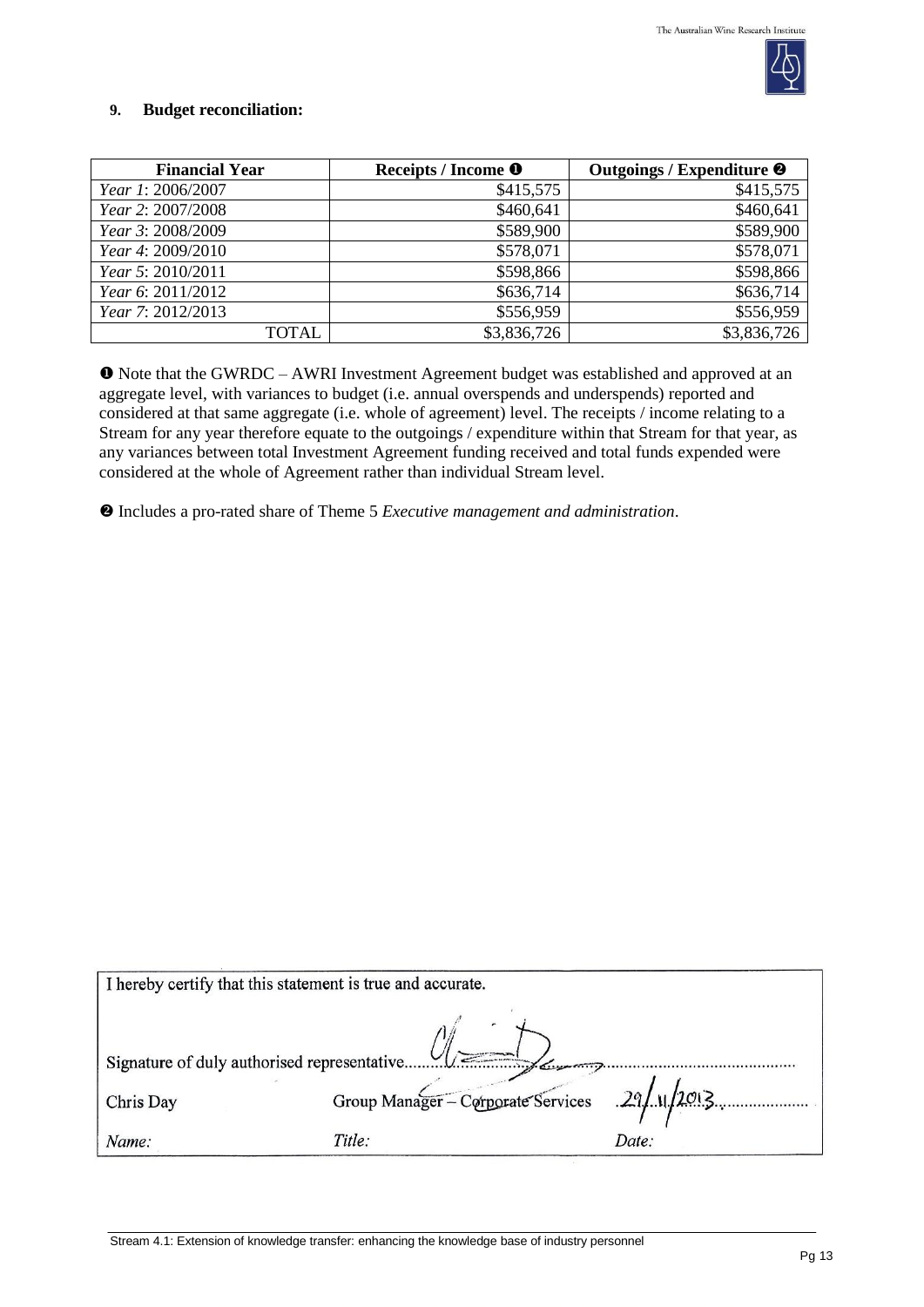### 9. Budget reconciliation:

| Financial Year | Receipts / Income ❶ | Outgoings / Expenditure ❷ |
|---|---|---|
| *Year 1*: 2006/2007 | $415,575 | $415,575 |
| *Year 2*: 2007/2008 | $460,641 | $460,641 |
| *Year 3*: 2008/2009 | $589,900 | $589,900 |
| *Year 4*: 2009/2010 | $578,071 | $578,071 |
| *Year 5*: 2010/2011 | $598,866 | $598,866 |
| *Year 6*: 2011/2012 | $636,714 | $636,714 |
| *Year 7*: 2012/2013 | $556,959 | $556,959 |
| TOTAL | $3,836,726 | $3,836,726 |

❶ Note that the GWRDC – AWRI Investment Agreement budget was established and approved at an aggregate level, with variances to budget (i.e. annual overspends and underspends) reported and considered at that same aggregate (i.e. whole of agreement) level. The receipts / income relating to a Stream for any year therefore equate to the outgoings / expenditure within that Stream for that year, as any variances between total Investment Agreement funding received and total funds expended were considered at the whole of Agreement rather than individual Stream level.

❷ Includes a pro-rated share of Theme 5 *Executive management and administration*.

I hereby certify that this statement is true and accurate.

Signature of duly authorised representative...........................................................

| Chris Day | Group Manager – Corporate Services | 29/11/2013 |
|---|---|---|
| *Name:* | *Title:* | *Date:* |

Stream 4.1: Extension of knowledge transfer: enhancing the knowledge base of industry personnel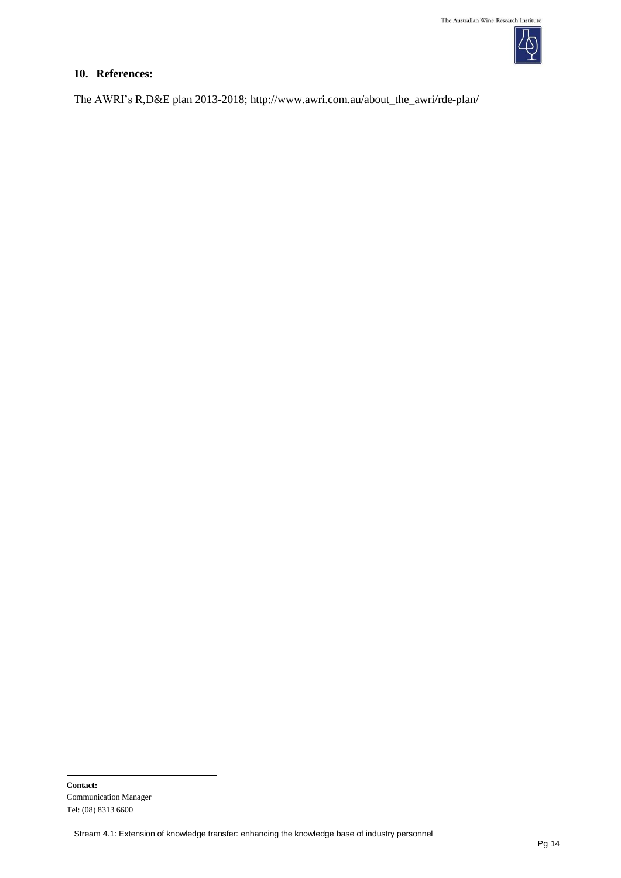## 10. References:

The AWRI's R,D&E plan 2013-2018; http://www.awri.com.au/about_the_awri/rde-plan/

**Contact:**
Communication Manager
Tel: (08) 8313 6600